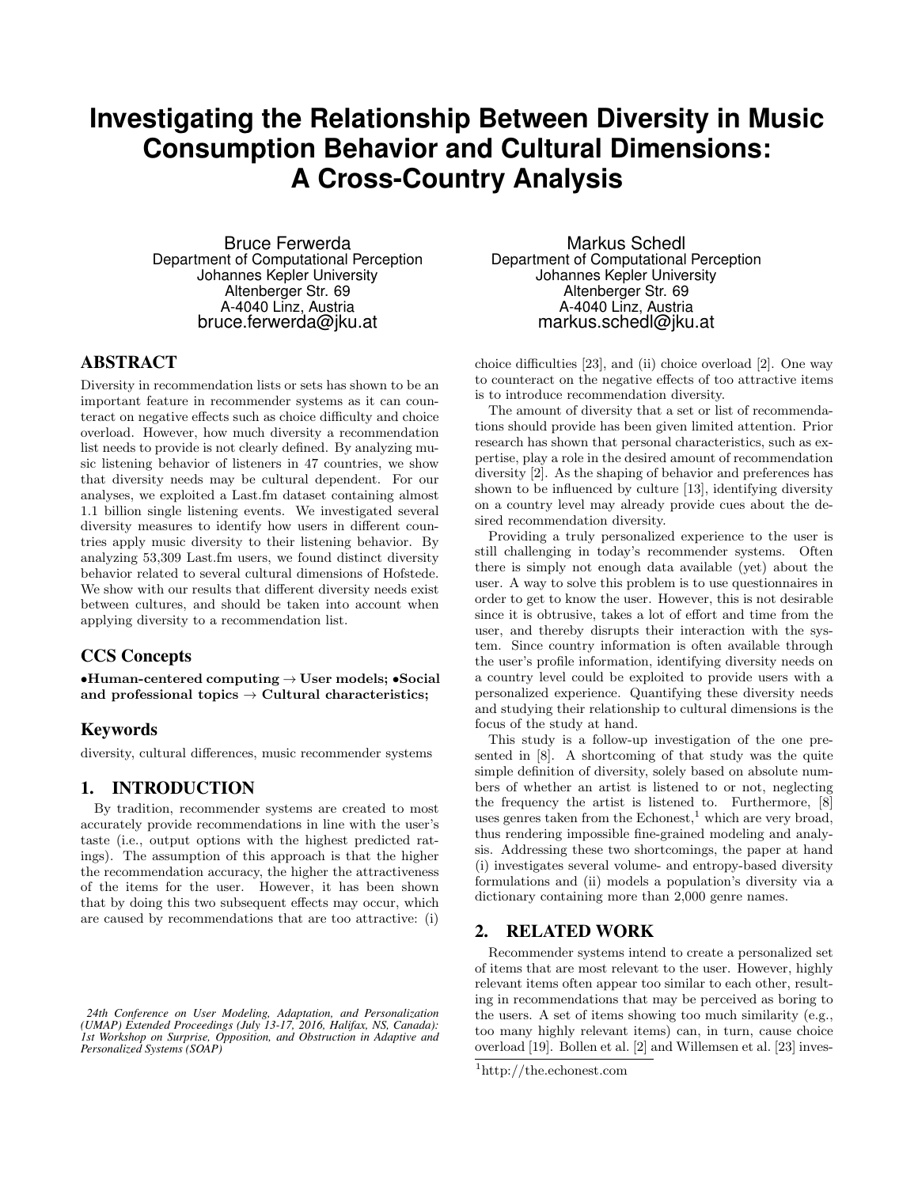# Investigating the Relationship Between Diversity in Music Consumption Behavior and Cultural Dimensions: A Cross-Country Analysis

Bruce Ferwerda
Department of Computational Perception
Johannes Kepler University
Altenberger Str. 69
A-4040 Linz, Austria
bruce.ferwerda@jku.at

Markus Schedl
Department of Computational Perception
Johannes Kepler University
Altenberger Str. 69
A-4040 Linz, Austria
markus.schedl@jku.at

## ABSTRACT

Diversity in recommendation lists or sets has shown to be an important feature in recommender systems as it can counteract on negative effects such as choice difficulty and choice overload. However, how much diversity a recommendation list needs to provide is not clearly defined. By analyzing music listening behavior of listeners in 47 countries, we show that diversity needs may be cultural dependent. For our analyses, we exploited a Last.fm dataset containing almost 1.1 billion single listening events. We investigated several diversity measures to identify how users in different countries apply music diversity to their listening behavior. By analyzing 53,309 Last.fm users, we found distinct diversity behavior related to several cultural dimensions of Hofstede. We show with our results that different diversity needs exist between cultures, and should be taken into account when applying diversity to a recommendation list.

## CCS Concepts

**•Human-centered computing → User models; •Social and professional topics → Cultural characteristics;**

## Keywords

diversity, cultural differences, music recommender systems

## 1. INTRODUCTION

By tradition, recommender systems are created to most accurately provide recommendations in line with the user's taste (i.e., output options with the highest predicted ratings). The assumption of this approach is that the higher the recommendation accuracy, the higher the attractiveness of the items for the user. However, it has been shown that by doing this two subsequent effects may occur, which are caused by recommendations that are too attractive: (i) choice difficulties [23], and (ii) choice overload [2]. One way to counteract on the negative effects of too attractive items is to introduce recommendation diversity.

The amount of diversity that a set or list of recommendations should provide has been given limited attention. Prior research has shown that personal characteristics, such as expertise, play a role in the desired amount of recommendation diversity [2]. As the shaping of behavior and preferences has shown to be influenced by culture [13], identifying diversity on a country level may already provide cues about the desired recommendation diversity.

Providing a truly personalized experience to the user is still challenging in today's recommender systems. Often there is simply not enough data available (yet) about the user. A way to solve this problem is to use questionnaires in order to get to know the user. However, this is not desirable since it is obtrusive, takes a lot of effort and time from the user, and thereby disrupts their interaction with the system. Since country information is often available through the user's profile information, identifying diversity needs on a country level could be exploited to provide users with a personalized experience. Quantifying these diversity needs and studying their relationship to cultural dimensions is the focus of the study at hand.

This study is a follow-up investigation of the one presented in [8]. A shortcoming of that study was the quite simple definition of diversity, solely based on absolute numbers of whether an artist is listened to or not, neglecting the frequency the artist is listened to. Furthermore, [8] uses genres taken from the Echonest,[1] which are very broad, thus rendering impossible fine-grained modeling and analysis. Addressing these two shortcomings, the paper at hand (i) investigates several volume- and entropy-based diversity formulations and (ii) models a population's diversity via a dictionary containing more than 2,000 genre names.

## 2. RELATED WORK

Recommender systems intend to create a personalized set of items that are most relevant to the user. However, highly relevant items often appear too similar to each other, resulting in recommendations that may be perceived as boring to the users. A set of items showing too much similarity (e.g., too many highly relevant items) can, in turn, cause choice overload [19]. Bollen et al. [2] and Willemsen et al. [23] inves-

*24th Conference on User Modeling, Adaptation, and Personalization (UMAP) Extended Proceedings (July 13-17, 2016, Halifax, NS, Canada): 1st Workshop on Surprise, Opposition, and Obstruction in Adaptive and Personalized Systems (SOAP)*

[1] http://the.echonest.com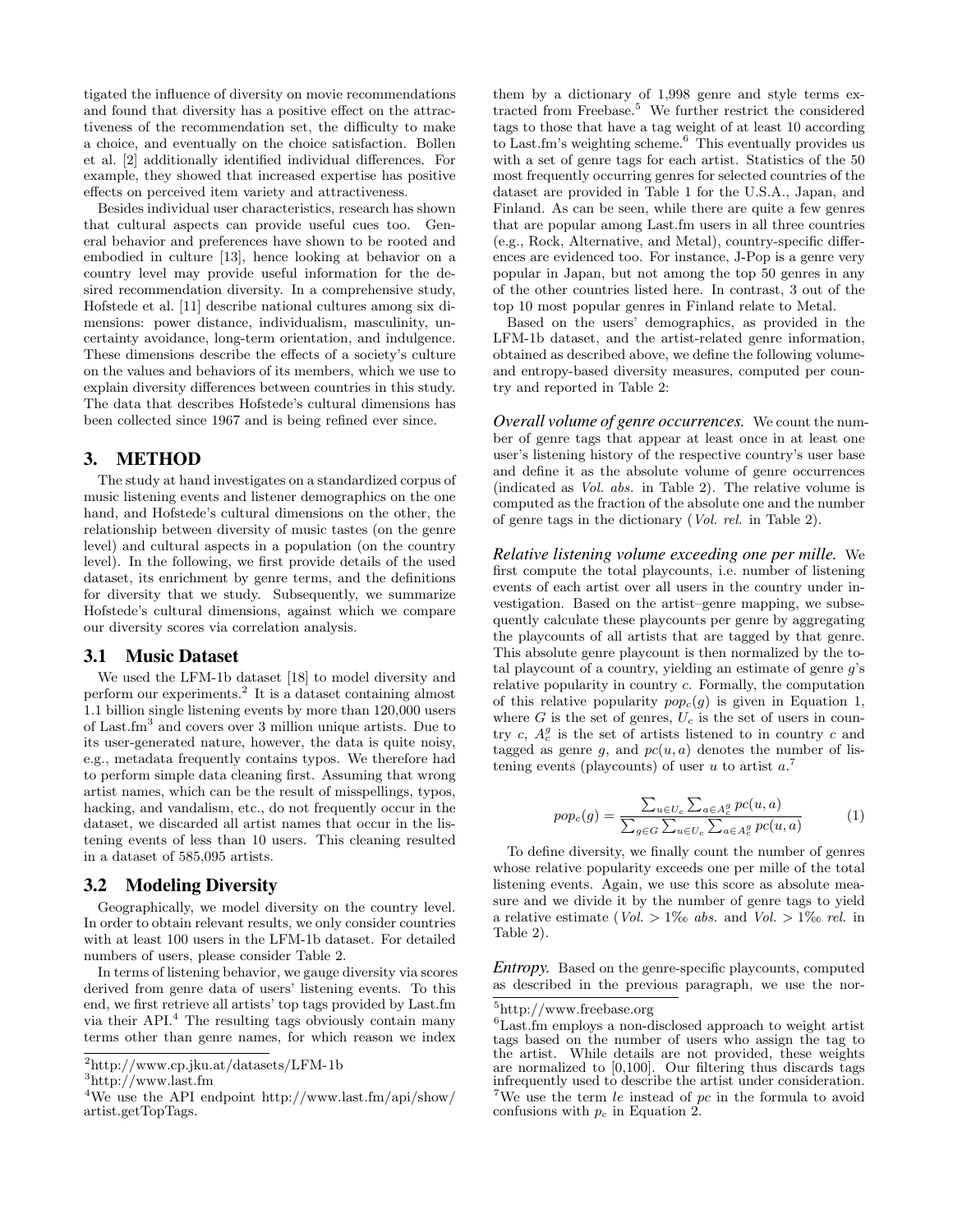tigated the influence of diversity on movie recommendations and found that diversity has a positive effect on the attractiveness of the recommendation set, the difficulty to make a choice, and eventually on the choice satisfaction. Bollen et al. [2] additionally identified individual differences. For example, they showed that increased expertise has positive effects on perceived item variety and attractiveness.

Besides individual user characteristics, research has shown that cultural aspects can provide useful cues too. General behavior and preferences have shown to be rooted and embodied in culture [13], hence looking at behavior on a country level may provide useful information for the desired recommendation diversity. In a comprehensive study, Hofstede et al. [11] describe national cultures among six dimensions: power distance, individualism, masculinity, uncertainty avoidance, long-term orientation, and indulgence. These dimensions describe the effects of a society's culture on the values and behaviors of its members, which we use to explain diversity differences between countries in this study. The data that describes Hofstede's cultural dimensions has been collected since 1967 and is being refined ever since.

## 3. METHOD

The study at hand investigates on a standardized corpus of music listening events and listener demographics on the one hand, and Hofstede's cultural dimensions on the other, the relationship between diversity of music tastes (on the genre level) and cultural aspects in a population (on the country level). In the following, we first provide details of the used dataset, its enrichment by genre terms, and the definitions for diversity that we study. Subsequently, we summarize Hofstede's cultural dimensions, against which we compare our diversity scores via correlation analysis.

### 3.1 Music Dataset

We used the LFM-1b dataset [18] to model diversity and perform our experiments.[2] It is a dataset containing almost 1.1 billion single listening events by more than 120,000 users of Last.fm[3] and covers over 3 million unique artists. Due to its user-generated nature, however, the data is quite noisy, e.g., metadata frequently contains typos. We therefore had to perform simple data cleaning first. Assuming that wrong artist names, which can be the result of misspellings, typos, hacking, and vandalism, etc., do not frequently occur in the dataset, we discarded all artist names that occur in the listening events of less than 10 users. This cleaning resulted in a dataset of 585,095 artists.

### 3.2 Modeling Diversity

Geographically, we model diversity on the country level. In order to obtain relevant results, we only consider countries with at least 100 users in the LFM-1b dataset. For detailed numbers of users, please consider Table 2.

In terms of listening behavior, we gauge diversity via scores derived from genre data of users' listening events. To this end, we first retrieve all artists' top tags provided by Last.fm via their API.[4] The resulting tags obviously contain many terms other than genre names, for which reason we index them by a dictionary of 1,998 genre and style terms extracted from Freebase.[5] We further restrict the considered tags to those that have a tag weight of at least 10 according to Last.fm's weighting scheme.[6] This eventually provides us with a set of genre tags for each artist. Statistics of the 50 most frequently occurring genres for selected countries of the dataset are provided in Table 1 for the U.S.A., Japan, and Finland. As can be seen, while there are quite a few genres that are popular among Last.fm users in all three countries (e.g., Rock, Alternative, and Metal), country-specific differences are evidenced too. For instance, J-Pop is a genre very popular in Japan, but not among the top 50 genres in any of the other countries listed here. In contrast, 3 out of the top 10 most popular genres in Finland relate to Metal.

Based on the users' demographics, as provided in the LFM-1b dataset, and the artist-related genre information, obtained as described above, we define the following volume- and entropy-based diversity measures, computed per country and reported in Table 2:

***Overall volume of genre occurrences.*** We count the number of genre tags that appear at least once in at least one user's listening history of the respective country's user base and define it as the absolute volume of genre occurrences (indicated as *Vol. abs.* in Table 2). The relative volume is computed as the fraction of the absolute one and the number of genre tags in the dictionary (*Vol. rel.* in Table 2).

***Relative listening volume exceeding one per mille.*** We first compute the total playcounts, i.e. number of listening events of each artist over all users in the country under investigation. Based on the artist–genre mapping, we subsequently calculate these playcounts per genre by aggregating the playcounts of all artists that are tagged by that genre. This absolute genre playcount is then normalized by the total playcount of a country, yielding an estimate of genre $g$'s relative popularity in country $c$. Formally, the computation of this relative popularity $pop_c(g)$ is given in Equation 1, where $G$ is the set of genres, $U_c$ is the set of users in country $c$, $A_c^g$ is the set of artists listened to in country $c$ and tagged as genre $g$, and $pc(u, a)$ denotes the number of listening events (playcounts) of user $u$ to artist $a$.[7]

$$pop_c(g) = \frac{\sum_{u \in U_c} \sum_{a \in A_c^g} pc(u,a)}{\sum_{g \in G} \sum_{u \in U_c} \sum_{a \in A_c^g} pc(u,a)} \tag{1}$$

To define diversity, we finally count the number of genres whose relative popularity exceeds one per mille of the total listening events. Again, we use this score as absolute measure and we divide it by the number of genre tags to yield a relative estimate (*Vol.* $> 1$‰ *abs.* and *Vol.* $> 1$‰ *rel.* in Table 2).

***Entropy.*** Based on the genre-specific playcounts, computed as described in the previous paragraph, we use the nor-

---

[2] http://www.cp.jku.at/datasets/LFM-1b

[3] http://www.last.fm

[4] We use the API endpoint http://www.last.fm/api/show/artist.getTopTags.

[5] http://www.freebase.org

[6] Last.fm employs a non-disclosed approach to weight artist tags based on the number of users who assign the tag to the artist. While details are not provided, these weights are normalized to [0,100]. Our filtering thus discards tags infrequently used to describe the artist under consideration.

[7] We use the term *le* instead of *pc* in the formula to avoid confusions with $p_c$ in Equation 2.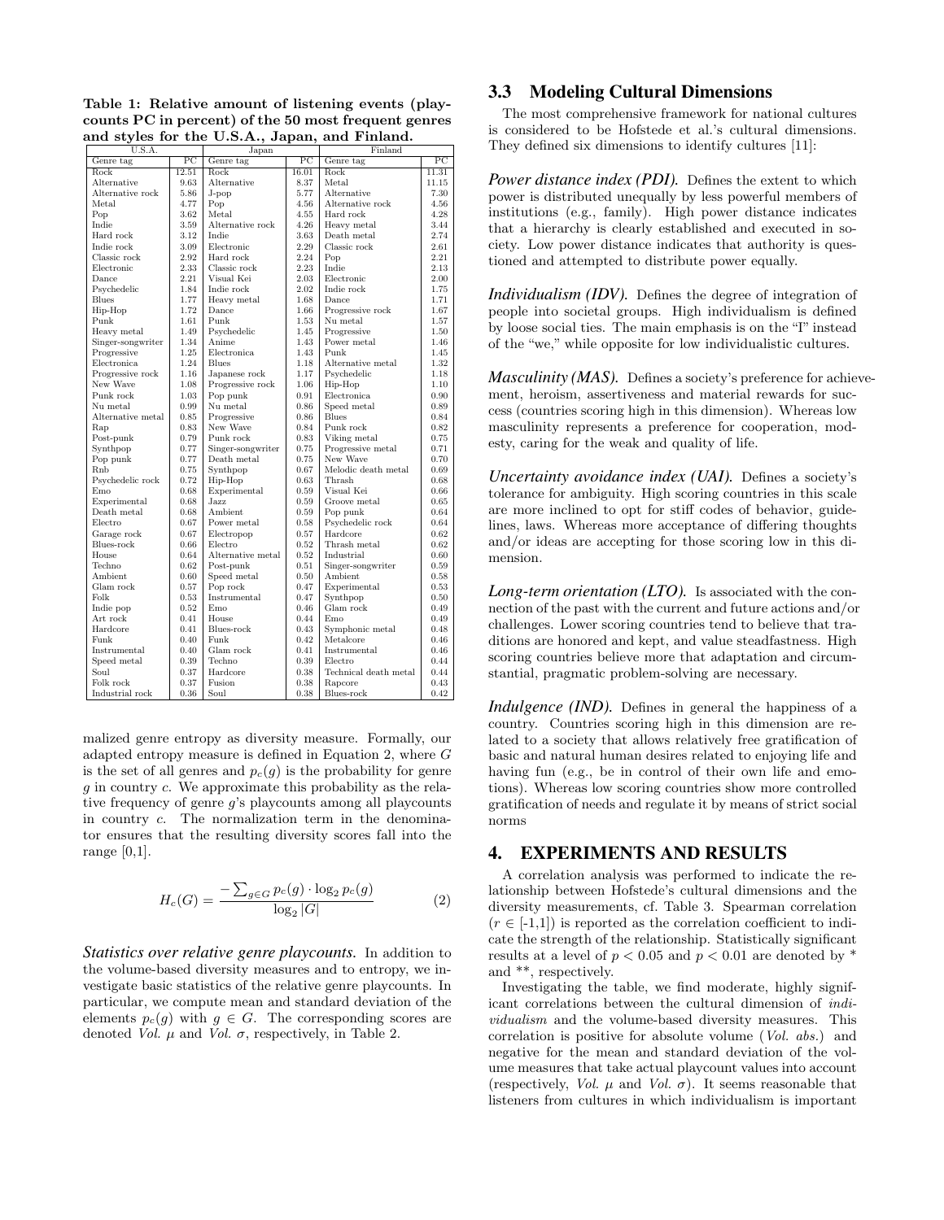**Table 1: Relative amount of listening events (playcounts PC in percent) of the 50 most frequent genres and styles for the U.S.A., Japan, and Finland.**

| U.S.A. | | Japan | | Finland | |
|---|---|---|---|---|---|
| Genre tag | PC | Genre tag | PC | Genre tag | PC |
| Rock | 12.51 | Rock | 16.01 | Rock | 11.31 |
| Alternative | 9.63 | Alternative | 8.37 | Metal | 11.15 |
| Alternative rock | 5.86 | J-pop | 5.77 | Alternative | 7.30 |
| Metal | 4.77 | Pop | 4.56 | Alternative rock | 4.56 |
| Pop | 3.62 | Metal | 4.55 | Hard rock | 4.28 |
| Indie | 3.59 | Alternative rock | 4.26 | Heavy metal | 3.44 |
| Hard rock | 3.12 | Indie | 3.63 | Death metal | 2.74 |
| Indie rock | 3.09 | Electronic | 2.29 | Classic rock | 2.61 |
| Classic rock | 2.92 | Hard rock | 2.24 | Pop | 2.21 |
| Electronic | 2.33 | Classic rock | 2.23 | Indie | 2.13 |
| Dance | 2.21 | Visual Kei | 2.03 | Electronic | 2.00 |
| Psychedelic | 1.84 | Indie rock | 2.02 | Indie rock | 1.75 |
| Blues | 1.77 | Heavy metal | 1.68 | Dance | 1.71 |
| Hip-Hop | 1.72 | Dance | 1.66 | Progressive rock | 1.67 |
| Punk | 1.61 | Punk | 1.53 | Nu metal | 1.57 |
| Heavy metal | 1.49 | Psychedelic | 1.45 | Progressive | 1.50 |
| Singer-songwriter | 1.34 | Anime | 1.43 | Power metal | 1.46 |
| Progressive | 1.25 | Electronica | 1.43 | Punk | 1.45 |
| Electronica | 1.24 | Blues | 1.18 | Alternative metal | 1.32 |
| Progressive rock | 1.16 | Japanese rock | 1.17 | Psychedelic | 1.18 |
| New Wave | 1.08 | Progressive rock | 1.06 | Hip-Hop | 1.10 |
| Punk rock | 1.03 | Pop punk | 0.91 | Electronica | 0.90 |
| Nu metal | 0.99 | Nu metal | 0.86 | Speed metal | 0.89 |
| Alternative metal | 0.85 | Progressive | 0.86 | Blues | 0.84 |
| Rap | 0.83 | New Wave | 0.84 | Punk rock | 0.82 |
| Post-punk | 0.79 | Punk rock | 0.83 | Viking metal | 0.75 |
| Synthpop | 0.77 | Singer-songwriter | 0.75 | Progressive metal | 0.71 |
| Pop punk | 0.77 | Death metal | 0.75 | New Wave | 0.70 |
| Rnb | 0.75 | Synthpop | 0.67 | Melodic death metal | 0.69 |
| Psychedelic rock | 0.72 | Hip-Hop | 0.63 | Thrash | 0.68 |
| Emo | 0.68 | Experimental | 0.59 | Visual Kei | 0.66 |
| Experimental | 0.68 | Jazz | 0.59 | Groove metal | 0.65 |
| Death metal | 0.68 | Ambient | 0.59 | Pop punk | 0.64 |
| Electro | 0.67 | Power metal | 0.58 | Psychedelic rock | 0.64 |
| Garage rock | 0.67 | Electropop | 0.57 | Hardcore | 0.62 |
| Blues-rock | 0.66 | Electro | 0.52 | Thrash metal | 0.62 |
| House | 0.64 | Alternative metal | 0.52 | Industrial | 0.60 |
| Techno | 0.62 | Post-punk | 0.51 | Singer-songwriter | 0.59 |
| Ambient | 0.60 | Speed metal | 0.50 | Ambient | 0.58 |
| Glam rock | 0.57 | Pop rock | 0.47 | Experimental | 0.53 |
| Folk | 0.53 | Instrumental | 0.47 | Synthpop | 0.50 |
| Indie pop | 0.52 | Emo | 0.46 | Glam rock | 0.49 |
| Art rock | 0.41 | House | 0.44 | Emo | 0.49 |
| Hardcore | 0.41 | Blues-rock | 0.43 | Symphonic metal | 0.48 |
| Funk | 0.40 | Funk | 0.42 | Metalcore | 0.46 |
| Instrumental | 0.40 | Glam rock | 0.41 | Instrumental | 0.46 |
| Speed metal | 0.39 | Techno | 0.39 | Electro | 0.44 |
| Soul | 0.37 | Hardcore | 0.38 | Technical death metal | 0.44 |
| Folk rock | 0.37 | Fusion | 0.38 | Rapcore | 0.43 |
| Industrial rock | 0.36 | Soul | 0.38 | Blues-rock | 0.42 |

malized genre entropy as diversity measure. Formally, our adapted entropy measure is defined in Equation 2, where $G$ is the set of all genres and $p_c(g)$ is the probability for genre $g$ in country $c$. We approximate this probability as the relative frequency of genre $g$'s playcounts among all playcounts in country $c$. The normalization term in the denominator ensures that the resulting diversity scores fall into the range [0,1].

$$H_c(G) = \frac{-\sum_{g \in G} p_c(g) \cdot \log_2 p_c(g)}{\log_2 |G|} \tag{2}$$

***Statistics over relative genre playcounts.*** In addition to the volume-based diversity measures and to entropy, we investigate basic statistics of the relative genre playcounts. In particular, we compute mean and standard deviation of the elements $p_c(g)$ with $g \in G$. The corresponding scores are denoted *Vol.* $\mu$ and *Vol.* $\sigma$, respectively, in Table 2.

## 3.3 Modeling Cultural Dimensions

The most comprehensive framework for national cultures is considered to be Hofstede et al.'s cultural dimensions. They defined six dimensions to identify cultures [11]:

***Power distance index (PDI).*** Defines the extent to which power is distributed unequally by less powerful members of institutions (e.g., family). High power distance indicates that a hierarchy is clearly established and executed in society. Low power distance indicates that authority is questioned and attempted to distribute power equally.

***Individualism (IDV).*** Defines the degree of integration of people into societal groups. High individualism is defined by loose social ties. The main emphasis is on the "I" instead of the "we," while opposite for low individualistic cultures.

***Masculinity (MAS).*** Defines a society's preference for achievement, heroism, assertiveness and material rewards for success (countries scoring high in this dimension). Whereas low masculinity represents a preference for cooperation, modesty, caring for the weak and quality of life.

***Uncertainty avoidance index (UAI).*** Defines a society's tolerance for ambiguity. High scoring countries in this scale are more inclined to opt for stiff codes of behavior, guidelines, laws. Whereas more acceptance of differing thoughts and/or ideas are accepting for those scoring low in this dimension.

***Long-term orientation (LTO).*** Is associated with the connection of the past with the current and future actions and/or challenges. Lower scoring countries tend to believe that traditions are honored and kept, and value steadfastness. High scoring countries believe more that adaptation and circumstantial, pragmatic problem-solving are necessary.

***Indulgence (IND).*** Defines in general the happiness of a country. Countries scoring high in this dimension are related to a society that allows relatively free gratification of basic and natural human desires related to enjoying life and having fun (e.g., be in control of their own life and emotions). Whereas low scoring countries show more controlled gratification of needs and regulate it by means of strict social norms

# 4. EXPERIMENTS AND RESULTS

A correlation analysis was performed to indicate the relationship between Hofstede's cultural dimensions and the diversity measurements, cf. Table 3. Spearman correlation ($r \in$ [-1,1]) is reported as the correlation coefficient to indicate the strength of the relationship. Statistically significant results at a level of $p < 0.05$ and $p < 0.01$ are denoted by * and **, respectively.

Investigating the table, we find moderate, highly significant correlations between the cultural dimension of *individualism* and the volume-based diversity measures. This correlation is positive for absolute volume (*Vol. abs.*) and negative for the mean and standard deviation of the volume measures that take actual playcount values into account (respectively, *Vol.* $\mu$ and *Vol.* $\sigma$). It seems reasonable that listeners from cultures in which individualism is important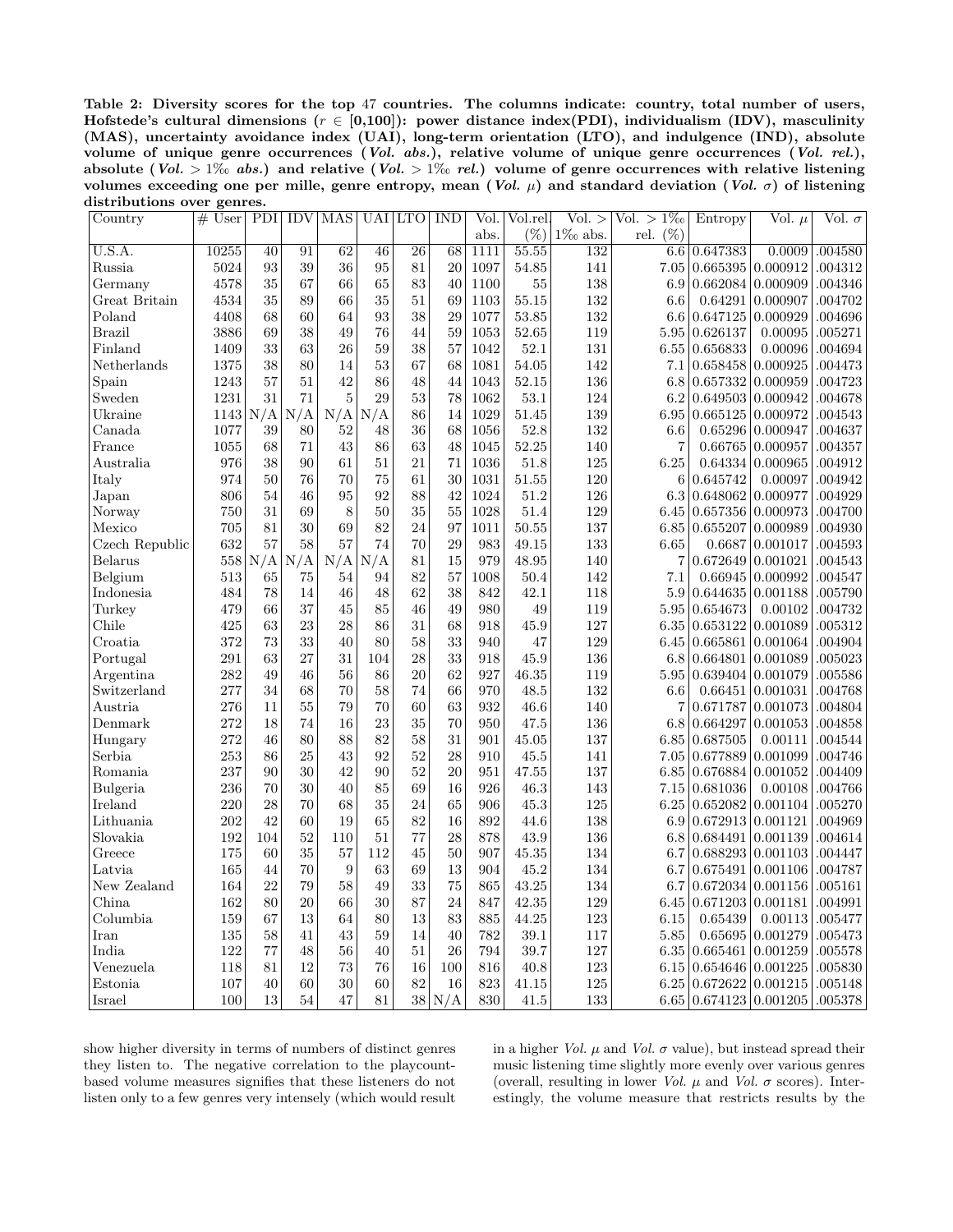**Table 2: Diversity scores for the top 47 countries. The columns indicate: country, total number of users, Hofstede's cultural dimensions ($r \in [0,100]$): power distance index(PDI), individualism (IDV), masculinity (MAS), uncertainty avoidance index (UAI), long-term orientation (LTO), and indulgence (IND), absolute volume of unique genre occurrences (*Vol. abs.*), relative volume of unique genre occurrences (*Vol. rel.*), absolute (*Vol.* $> 1‰$ *abs.*) and relative (*Vol.* $> 1‰$ *rel.*) volume of genre occurrences with relative listening volumes exceeding one per mille, genre entropy, mean (*Vol.* $\mu$) and standard deviation (*Vol.* $\sigma$) of listening distributions over genres.**

| Country | # User | PDI | IDV | MAS | UAI | LTO | IND | Vol. abs. | Vol.rel. (%) | Vol. > 1‰ abs. | Vol. > 1‰ rel. (%) | Entropy | Vol. $\mu$ | Vol. $\sigma$ |
|---|---|---|---|---|---|---|---|---|---|---|---|---|---|---|
| U.S.A. | 10255 | 40 | 91 | 62 | 46 | 26 | 68 | 1111 | 55.55 | 132 | 6.6 | 0.647383 | 0.0009 | .004580 |
| Russia | 5024 | 93 | 39 | 36 | 95 | 81 | 20 | 1097 | 54.85 | 141 | 7.05 | 0.665395 | 0.000912 | .004312 |
| Germany | 4578 | 35 | 67 | 66 | 65 | 83 | 40 | 1100 | 55 | 138 | 6.9 | 0.662084 | 0.000909 | .004346 |
| Great Britain | 4534 | 35 | 89 | 66 | 35 | 51 | 69 | 1103 | 55.15 | 132 | 6.6 | 0.64291 | 0.000907 | .004702 |
| Poland | 4408 | 68 | 60 | 64 | 93 | 38 | 29 | 1077 | 53.85 | 132 | 6.6 | 0.647125 | 0.000929 | .004696 |
| Brazil | 3886 | 69 | 38 | 49 | 76 | 44 | 59 | 1053 | 52.65 | 119 | 5.95 | 0.626137 | 0.00095 | .005271 |
| Finland | 1409 | 33 | 63 | 26 | 59 | 38 | 57 | 1042 | 52.1 | 131 | 6.55 | 0.656833 | 0.00096 | .004694 |
| Netherlands | 1375 | 38 | 80 | 14 | 53 | 67 | 68 | 1081 | 54.05 | 142 | 7.1 | 0.658458 | 0.000925 | .004473 |
| Spain | 1243 | 57 | 51 | 42 | 86 | 48 | 44 | 1043 | 52.15 | 136 | 6.8 | 0.657332 | 0.000959 | .004723 |
| Sweden | 1231 | 31 | 71 | 5 | 29 | 53 | 78 | 1062 | 53.1 | 124 | 6.2 | 0.649503 | 0.000942 | .004678 |
| Ukraine | 1143 | N/A | N/A | N/A | N/A | 86 | 14 | 1029 | 51.45 | 139 | 6.95 | 0.665125 | 0.000972 | .004543 |
| Canada | 1077 | 39 | 80 | 52 | 48 | 36 | 68 | 1056 | 52.8 | 132 | 6.6 | 0.65296 | 0.000947 | .004637 |
| France | 1055 | 68 | 71 | 43 | 86 | 63 | 48 | 1045 | 52.25 | 140 | 7 | 0.66765 | 0.000957 | .004357 |
| Australia | 976 | 38 | 90 | 61 | 51 | 21 | 71 | 1036 | 51.8 | 125 | 6.25 | 0.64334 | 0.000965 | .004912 |
| Italy | 974 | 50 | 76 | 70 | 75 | 61 | 30 | 1031 | 51.55 | 120 | 6 | 0.645742 | 0.00097 | .004942 |
| Japan | 806 | 54 | 46 | 95 | 92 | 88 | 42 | 1024 | 51.2 | 126 | 6.3 | 0.648062 | 0.000977 | .004929 |
| Norway | 750 | 31 | 69 | 8 | 50 | 35 | 55 | 1028 | 51.4 | 129 | 6.45 | 0.657356 | 0.000973 | .004700 |
| Mexico | 705 | 81 | 30 | 69 | 82 | 24 | 97 | 1011 | 50.55 | 137 | 6.85 | 0.655207 | 0.000989 | .004930 |
| Czech Republic | 632 | 57 | 58 | 57 | 74 | 70 | 29 | 983 | 49.15 | 133 | 6.65 | 0.6687 | 0.001017 | .004593 |
| Belarus | 558 | N/A | N/A | N/A | N/A | 81 | 15 | 979 | 48.95 | 140 | 7 | 0.672649 | 0.001021 | .004543 |
| Belgium | 513 | 65 | 75 | 54 | 94 | 82 | 57 | 1008 | 50.4 | 142 | 7.1 | 0.66945 | 0.000992 | .004547 |
| Indonesia | 484 | 78 | 14 | 46 | 48 | 62 | 38 | 842 | 42.1 | 118 | 5.9 | 0.644635 | 0.001188 | .005790 |
| Turkey | 479 | 66 | 37 | 45 | 85 | 46 | 49 | 980 | 49 | 119 | 5.95 | 0.654673 | 0.00102 | .004732 |
| Chile | 425 | 63 | 23 | 28 | 86 | 31 | 68 | 918 | 45.9 | 127 | 6.35 | 0.653122 | 0.001089 | .005312 |
| Croatia | 372 | 73 | 33 | 40 | 80 | 58 | 33 | 940 | 47 | 129 | 6.45 | 0.665861 | 0.001064 | .004904 |
| Portugal | 291 | 63 | 27 | 31 | 104 | 28 | 33 | 918 | 45.9 | 136 | 6.8 | 0.664801 | 0.001089 | .005023 |
| Argentina | 282 | 49 | 46 | 56 | 86 | 20 | 62 | 927 | 46.35 | 119 | 5.95 | 0.639404 | 0.001079 | .005586 |
| Switzerland | 277 | 34 | 68 | 70 | 58 | 74 | 66 | 970 | 48.5 | 132 | 6.6 | 0.66451 | 0.001031 | .004768 |
| Austria | 276 | 11 | 55 | 79 | 70 | 60 | 63 | 932 | 46.6 | 140 | 7 | 0.671787 | 0.001073 | .004804 |
| Denmark | 272 | 18 | 74 | 16 | 23 | 35 | 70 | 950 | 47.5 | 136 | 6.8 | 0.664297 | 0.001053 | .004858 |
| Hungary | 272 | 46 | 80 | 88 | 82 | 58 | 31 | 901 | 45.05 | 137 | 6.85 | 0.687505 | 0.00111 | .004544 |
| Serbia | 253 | 86 | 25 | 43 | 92 | 52 | 28 | 910 | 45.5 | 141 | 7.05 | 0.677889 | 0.001099 | .004746 |
| Romania | 237 | 90 | 30 | 42 | 90 | 52 | 20 | 951 | 47.55 | 137 | 6.85 | 0.676884 | 0.001052 | .004409 |
| Bulgaria | 236 | 70 | 30 | 40 | 85 | 69 | 16 | 926 | 46.3 | 143 | 7.15 | 0.681036 | 0.00108 | .004766 |
| Ireland | 220 | 28 | 70 | 68 | 35 | 24 | 65 | 906 | 45.3 | 125 | 6.25 | 0.652082 | 0.001104 | .005270 |
| Lithuania | 202 | 42 | 60 | 19 | 65 | 82 | 16 | 892 | 44.6 | 138 | 6.9 | 0.672913 | 0.001121 | .004969 |
| Slovakia | 192 | 104 | 52 | 110 | 51 | 77 | 28 | 878 | 43.9 | 136 | 6.8 | 0.684491 | 0.001139 | .004614 |
| Greece | 175 | 60 | 35 | 57 | 112 | 45 | 50 | 907 | 45.35 | 134 | 6.7 | 0.688293 | 0.001103 | .004447 |
| Latvia | 165 | 44 | 70 | 9 | 63 | 69 | 13 | 904 | 45.2 | 134 | 6.7 | 0.675491 | 0.001106 | .004787 |
| New Zealand | 164 | 22 | 79 | 58 | 49 | 33 | 75 | 865 | 43.25 | 134 | 6.7 | 0.672034 | 0.001156 | .005161 |
| China | 162 | 80 | 20 | 66 | 30 | 87 | 24 | 847 | 42.35 | 129 | 6.45 | 0.671203 | 0.001181 | .004991 |
| Columbia | 159 | 67 | 13 | 64 | 80 | 13 | 83 | 885 | 44.25 | 123 | 6.15 | 0.65439 | 0.00113 | .005477 |
| Iran | 135 | 58 | 41 | 43 | 59 | 14 | 40 | 782 | 39.1 | 117 | 5.85 | 0.65695 | 0.001279 | .005473 |
| India | 122 | 77 | 48 | 56 | 40 | 51 | 26 | 794 | 39.7 | 127 | 6.35 | 0.665461 | 0.001259 | .005578 |
| Venezuela | 118 | 81 | 12 | 73 | 76 | 16 | 100 | 816 | 40.8 | 123 | 6.15 | 0.654646 | 0.001225 | .005830 |
| Estonia | 107 | 40 | 60 | 30 | 60 | 82 | 16 | 823 | 41.15 | 125 | 6.25 | 0.672622 | 0.001215 | .005148 |
| Israel | 100 | 13 | 54 | 47 | 81 | 38 | N/A | 830 | 41.5 | 133 | 6.65 | 0.674123 | 0.001205 | .005378 |

show higher diversity in terms of numbers of distinct genres they listen to. The negative correlation to the playcount-based volume measures signifies that these listeners do not listen only to a few genres very intensely (which would result in a higher *Vol.* $\mu$ and *Vol.* $\sigma$ value), but instead spread their music listening time slightly more evenly over various genres (overall, resulting in lower *Vol.* $\mu$ and *Vol.* $\sigma$ scores). Interestingly, the volume measure that restricts results by the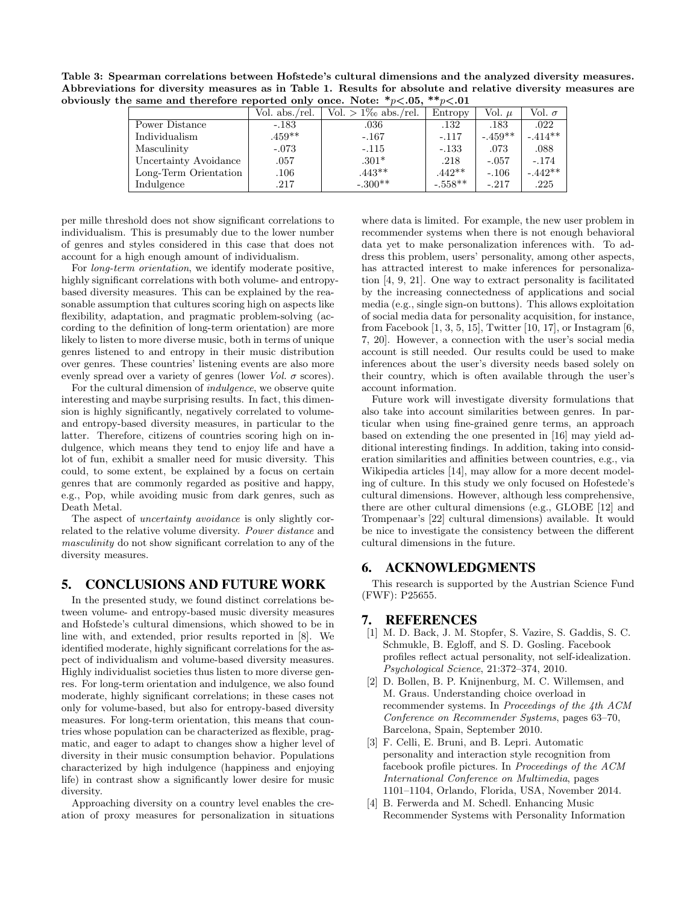**Table 3: Spearman correlations between Hofstede's cultural dimensions and the analyzed diversity measures. Abbreviations for diversity measures as in Table 1. Results for absolute and relative diversity measures are obviously the same and therefore reported only once. Note: *$p<.05$, **$p<.01$**

| | Vol. abs./rel. | Vol. > 1‰ abs./rel. | Entropy | Vol. $\mu$ | Vol. $\sigma$ |
|---|---|---|---|---|---|
| Power Distance | -.183 | .036 | .132 | .183 | .022 |
| Individualism | .459** | -.167 | -.117 | -.459** | -.414** |
| Masculinity | -.073 | -.115 | -.133 | .073 | .088 |
| Uncertainty Avoidance | .057 | .301* | .218 | -.057 | -.174 |
| Long-Term Orientation | .106 | .443** | .442** | -.106 | -.442** |
| Indulgence | .217 | -.300** | -.558** | -.217 | .225 |

per mille threshold does not show significant correlations to individualism. This is presumably due to the lower number of genres and styles considered in this case that does not account for a high enough amount of individualism.

For *long-term orientation*, we identify moderate positive, highly significant correlations with both volume- and entropy-based diversity measures. This can be explained by the reasonable assumption that cultures scoring high on aspects like flexibility, adaptation, and pragmatic problem-solving (according to the definition of long-term orientation) are more likely to listen to more diverse music, both in terms of unique genres listened to and entropy in their music distribution over genres. These countries' listening events are also more evenly spread over a variety of genres (lower *Vol.* $\sigma$ scores).

For the cultural dimension of *indulgence*, we observe quite interesting and maybe surprising results. In fact, this dimension is highly significantly, negatively correlated to volume- and entropy-based diversity measures, in particular to the latter. Therefore, citizens of countries scoring high on indulgence, which means they tend to enjoy life and have a lot of fun, exhibit a smaller need for music diversity. This could, to some extent, be explained by a focus on certain genres that are commonly regarded as positive and happy, e.g., Pop, while avoiding music from dark genres, such as Death Metal.

The aspect of *uncertainty avoidance* is only slightly correlated to the relative volume diversity. *Power distance* and *masculinity* do not show significant correlation to any of the diversity measures.

## 5. CONCLUSIONS AND FUTURE WORK

In the presented study, we found distinct correlations between volume- and entropy-based music diversity measures and Hofstede's cultural dimensions, which showed to be in line with, and extended, prior results reported in [8]. We identified moderate, highly significant correlations for the aspect of individualism and volume-based diversity measures. Highly individualist societies thus listen to more diverse genres. For long-term orientation and indulgence, we also found moderate, highly significant correlations; in these cases not only for volume-based, but also for entropy-based diversity measures. For long-term orientation, this means that countries whose population can be characterized as flexible, pragmatic, and eager to adapt to changes show a higher level of diversity in their music consumption behavior. Populations characterized by high indulgence (happiness and enjoying life) in contrast show a significantly lower desire for music diversity.

Approaching diversity on a country level enables the creation of proxy measures for personalization in situations where data is limited. For example, the new user problem in recommender systems when there is not enough behavioral data yet to make personalization inferences with. To address this problem, users' personality, among other aspects, has attracted interest to make inferences for personalization [4, 9, 21]. One way to extract personality is facilitated by the increasing connectedness of applications and social media (e.g., single sign-on buttons). This allows exploitation of social media data for personality acquisition, for instance, from Facebook [1, 3, 5, 15], Twitter [10, 17], or Instagram [6, 7, 20]. However, a connection with the user's social media account is still needed. Our results could be used to make inferences about the user's diversity needs based solely on their country, which is often available through the user's account information.

Future work will investigate diversity formulations that also take into account similarities between genres. In particular when using fine-grained genre terms, an approach based on extending the one presented in [16] may yield additional interesting findings. In addition, taking into consideration similarities and affinities between countries, e.g., via Wikipedia articles [14], may allow for a more decent modeling of culture. In this study we only focused on Hofstede's cultural dimensions. However, although less comprehensive, there are other cultural dimensions (e.g., GLOBE [12] and Trompenaar's [22] cultural dimensions) available. It would be nice to investigate the consistency between the different cultural dimensions in the future.

## 6. ACKNOWLEDGMENTS

This research is supported by the Austrian Science Fund (FWF): P25655.

## 7. REFERENCES

[1] M. D. Back, J. M. Stopfer, S. Vazire, S. Gaddis, S. C. Schmukle, B. Egloff, and S. D. Gosling. Facebook profiles reflect actual personality, not self-idealization. *Psychological Science*, 21:372–374, 2010.

[2] D. Bollen, B. P. Knijnenburg, M. C. Willemsen, and M. Graus. Understanding choice overload in recommender systems. In *Proceedings of the 4th ACM Conference on Recommender Systems*, pages 63–70, Barcelona, Spain, September 2010.

[3] F. Celli, E. Bruni, and B. Lepri. Automatic personality and interaction style recognition from facebook profile pictures. In *Proceedings of the ACM International Conference on Multimedia*, pages 1101–1104, Orlando, Florida, USA, November 2014.

[4] B. Ferwerda and M. Schedl. Enhancing Music Recommender Systems with Personality Information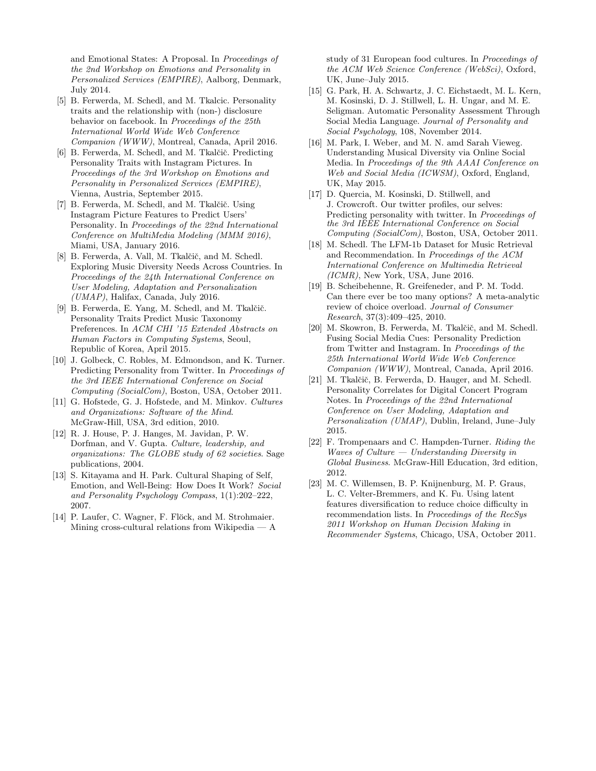and Emotional States: A Proposal. In *Proceedings of the 2nd Workshop on Emotions and Personality in Personalized Services (EMPIRE)*, Aalborg, Denmark, July 2014.

[5] B. Ferwerda, M. Schedl, and M. Tkalcic. Personality traits and the relationship with (non-) disclosure behavior on facebook. In *Proceedings of the 25th International World Wide Web Conference Companion (WWW)*, Montreal, Canada, April 2016.

[6] B. Ferwerda, M. Schedl, and M. Tkalčič. Predicting Personality Traits with Instagram Pictures. In *Proceedings of the 3rd Workshop on Emotions and Personality in Personalized Services (EMPIRE)*, Vienna, Austria, September 2015.

[7] B. Ferwerda, M. Schedl, and M. Tkalčič. Using Instagram Picture Features to Predict Users' Personality. In *Proceedings of the 22nd International Conference on MultiMedia Modeling (MMM 2016)*, Miami, USA, January 2016.

[8] B. Ferwerda, A. Vall, M. Tkalčič, and M. Schedl. Exploring Music Diversity Needs Across Countries. In *Proceedings of the 24th International Conference on User Modeling, Adaptation and Personalization (UMAP)*, Halifax, Canada, July 2016.

[9] B. Ferwerda, E. Yang, M. Schedl, and M. Tkalčič. Personality Traits Predict Music Taxonomy Preferences. In *ACM CHI '15 Extended Abstracts on Human Factors in Computing Systems*, Seoul, Republic of Korea, April 2015.

[10] J. Golbeck, C. Robles, M. Edmondson, and K. Turner. Predicting Personality from Twitter. In *Proceedings of the 3rd IEEE International Conference on Social Computing (SocialCom)*, Boston, USA, October 2011.

[11] G. Hofstede, G. J. Hofstede, and M. Minkov. *Cultures and Organizations: Software of the Mind*. McGraw-Hill, USA, 3rd edition, 2010.

[12] R. J. House, P. J. Hanges, M. Javidan, P. W. Dorfman, and V. Gupta. *Culture, leadership, and organizations: The GLOBE study of 62 societies*. Sage publications, 2004.

[13] S. Kitayama and H. Park. Cultural Shaping of Self, Emotion, and Well-Being: How Does It Work? *Social and Personality Psychology Compass*, 1(1):202–222, 2007.

[14] P. Laufer, C. Wagner, F. Flöck, and M. Strohmaier. Mining cross-cultural relations from Wikipedia — A study of 31 European food cultures. In *Proceedings of the ACM Web Science Conference (WebSci)*, Oxford, UK, June–July 2015.

[15] G. Park, H. A. Schwartz, J. C. Eichstaedt, M. L. Kern, M. Kosinski, D. J. Stillwell, L. H. Ungar, and M. E. Seligman. Automatic Personality Assessment Through Social Media Language. *Journal of Personality and Social Psychology*, 108, November 2014.

[16] M. Park, I. Weber, and M. N. amd Sarah Vieweg. Understanding Musical Diversity via Online Social Media. In *Proceedings of the 9th AAAI Conference on Web and Social Media (ICWSM)*, Oxford, England, UK, May 2015.

[17] D. Quercia, M. Kosinski, D. Stillwell, and J. Crowcroft. Our twitter profiles, our selves: Predicting personality with twitter. In *Proceedings of the 3rd IEEE International Conference on Social Computing (SocialCom)*, Boston, USA, October 2011.

[18] M. Schedl. The LFM-1b Dataset for Music Retrieval and Recommendation. In *Proceedings of the ACM International Conference on Multimedia Retrieval (ICMR)*, New York, USA, June 2016.

[19] B. Scheibehenne, R. Greifeneder, and P. M. Todd. Can there ever be too many options? A meta-analytic review of choice overload. *Journal of Consumer Research*, 37(3):409–425, 2010.

[20] M. Skowron, B. Ferwerda, M. Tkalčič, and M. Schedl. Fusing Social Media Cues: Personality Prediction from Twitter and Instagram. In *Proceedings of the 25th International World Wide Web Conference Companion (WWW)*, Montreal, Canada, April 2016.

[21] M. Tkalčič, B. Ferwerda, D. Hauger, and M. Schedl. Personality Correlates for Digital Concert Program Notes. In *Proceedings of the 22nd International Conference on User Modeling, Adaptation and Personalization (UMAP)*, Dublin, Ireland, June–July 2015.

[22] F. Trompenaars and C. Hampden-Turner. *Riding the Waves of Culture — Understanding Diversity in Global Business*. McGraw-Hill Education, 3rd edition, 2012.

[23] M. C. Willemsen, B. P. Knijnenburg, M. P. Graus, L. C. Velter-Bremmers, and K. Fu. Using latent features diversification to reduce choice difficulty in recommendation lists. In *Proceedings of the RecSys 2011 Workshop on Human Decision Making in Recommender Systems*, Chicago, USA, October 2011.